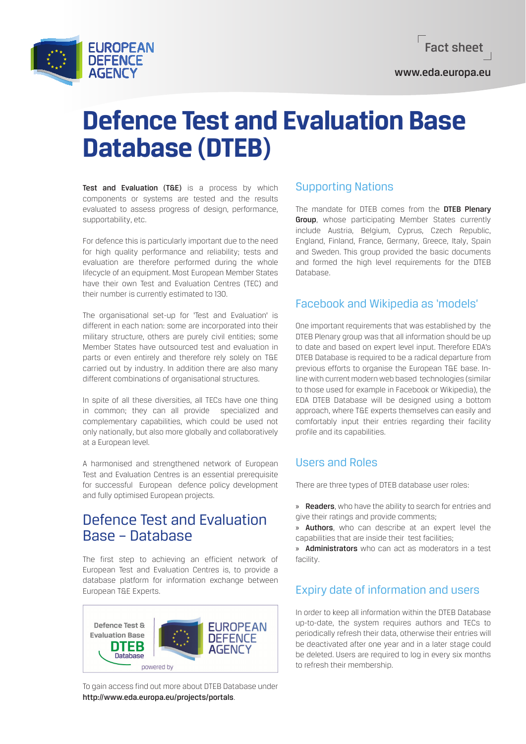Fact sheet

www.eda.europa.eu

# Defence Test and Evaluation Base Database (DTEB)

**Test and Evaluation (T&E)** is a process by which components or systems are tested and the results evaluated to assess progress of design, performance, supportability, etc.

For defence this is particularly important due to the need for high quality performance and reliability; tests and evaluation are therefore performed during the whole lifecycle of an equipment. Most European Member States have their own Test and Evaluation Centres (TEC) and their number is currently estimated to 130.

The organisational set-up for 'Test and Evaluation' is different in each nation: some are incorporated into their military structure, others are purely civil entities; some Member States have outsourced test and evaluation in parts or even entirely and therefore rely solely on T&E carried out by industry. In addition there are also many different combinations of organisational structures.

In spite of all these diversities, all TECs have one thing in common; they can all provide specialized and complementary capabilities, which could be used not only nationally, but also more globally and collaboratively at a European level.

A harmonised and strengthened network of European Test and Evaluation Centres is an essential prerequisite for successful European defence policy development and fully optimised European projects.

## Defence Test and Evaluation Base – Database

The first step to achieving an efficient network of European Test and Evaluation Centres is, to provide a database platform for information exchange between European T&E Experts.

Defence Test & Evaluation Base **DTEB** Database — powered by EUROPEAN DEFENCE AGENCY

To gain access find out more about DTEB Database under **http://www.eda.europa.eu/projects/portals**.

## Supporting Nations

The mandate for DTEB comes from the **DTEB Plenary Group**, whose participating Member States currently include Austria, Belgium, Cyprus, Czech Republic, England, Finland, France, Germany, Greece, Italy, Spain and Sweden. This group provided the basic documents and formed the high level requirements for the DTEB Database.

## Facebook and Wikipedia as 'models'

One important requirements that was established by the DTEB Plenary group was that all information should be up to date and based on expert level input. Therefore EDA's DTEB Database is required to be a radical departure from previous efforts to organise the European T&E base. In-line with current modern web based technologies (similar to those used for example in Facebook or Wikipedia), the EDA DTEB Database will be designed using a bottom approach, where T&E experts themselves can easily and comfortably input their entries regarding their facility profile and its capabilities.

## Users and Roles

There are three types of DTEB database user roles:

» **Readers**, who have the ability to search for entries and give their ratings and provide comments;
» **Authors**, who can describe at an expert level the capabilities that are inside their test facilities;
» **Administrators** who can act as moderators in a test facility.

## Expiry date of information and users

In order to keep all information within the DTEB Database up-to-date, the system requires authors and TECs to periodically refresh their data, otherwise their entries will be deactivated after one year and in a later stage could be deleted. Users are required to log in every six months to refresh their membership.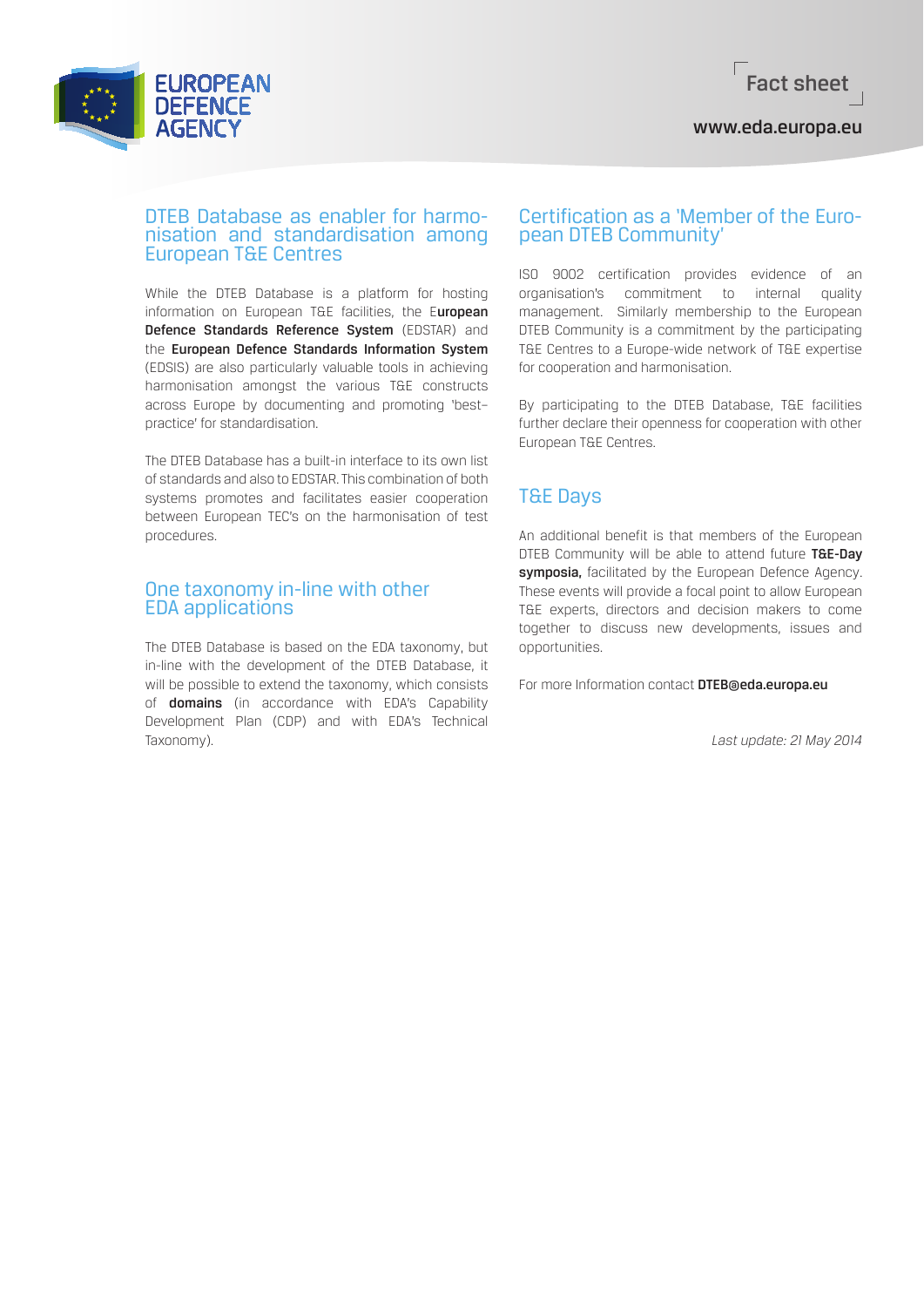## DTEB Database as enabler for harmonisation and standardisation among European T&E Centres

While the DTEB Database is a platform for hosting information on European T&E facilities, the **European Defence Standards Reference System** (EDSTAR) and the **European Defence Standards Information System** (EDSIS) are also particularly valuable tools in achieving harmonisation amongst the various T&E constructs across Europe by documenting and promoting 'best-practice' for standardisation.

The DTEB Database has a built-in interface to its own list of standards and also to EDSTAR. This combination of both systems promotes and facilitates easier cooperation between European TEC's on the harmonisation of test procedures.

## One taxonomy in-line with other EDA applications

The DTEB Database is based on the EDA taxonomy, but in-line with the development of the DTEB Database, it will be possible to extend the taxonomy, which consists of **domains** (in accordance with EDA's Capability Development Plan (CDP) and with EDA's Technical Taxonomy).

## Certification as a 'Member of the European DTEB Community'

ISO 9002 certification provides evidence of an organisation's commitment to internal quality management. Similarly membership to the European DTEB Community is a commitment by the participating T&E Centres to a Europe-wide network of T&E expertise for cooperation and harmonisation.

By participating to the DTEB Database, T&E facilities further declare their openness for cooperation with other European T&E Centres.

## T&E Days

An additional benefit is that members of the European DTEB Community will be able to attend future **T&E-Day symposia,** facilitated by the European Defence Agency. These events will provide a focal point to allow European T&E experts, directors and decision makers to come together to discuss new developments, issues and opportunities.

For more Information contact **DTEB@eda.europa.eu**

*Last update: 21 May 2014*